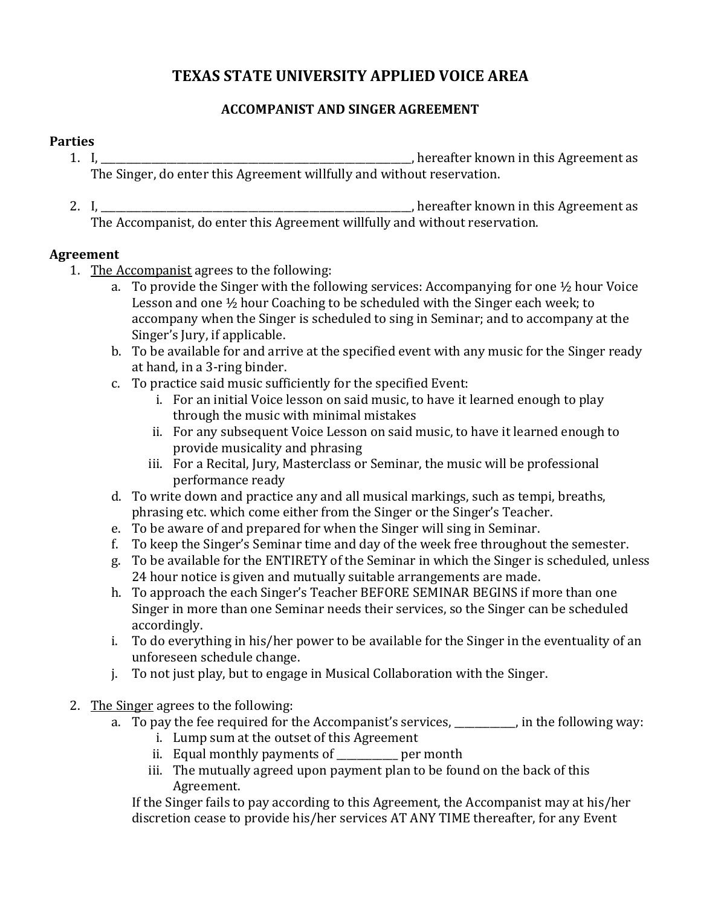# TEXAS STATE UNIVERSITY APPLIED VOICE AREA

## ACCOMPANIST AND SINGER AGREEMENT

**Parties**

1. I, ____________________________________________, hereafter known in this Agreement as The Singer, do enter this Agreement willfully and without reservation.

2. I, ____________________________________________, hereafter known in this Agreement as The Accompanist, do enter this Agreement willfully and without reservation.

**Agreement**

1. <u>The Accompanist</u> agrees to the following:
   a. To provide the Singer with the following services: Accompanying for one ½ hour Voice Lesson and one ½ hour Coaching to be scheduled with the Singer each week; to accompany when the Singer is scheduled to sing in Seminar; and to accompany at the Singer's Jury, if applicable.
   b. To be available for and arrive at the specified event with any music for the Singer ready at hand, in a 3-ring binder.
   c. To practice said music sufficiently for the specified Event:
      i. For an initial Voice lesson on said music, to have it learned enough to play through the music with minimal mistakes
      ii. For any subsequent Voice Lesson on said music, to have it learned enough to provide musicality and phrasing
      iii. For a Recital, Jury, Masterclass or Seminar, the music will be professional performance ready
   d. To write down and practice any and all musical markings, such as tempi, breaths, phrasing etc. which come either from the Singer or the Singer's Teacher.
   e. To be aware of and prepared for when the Singer will sing in Seminar.
   f. To keep the Singer's Seminar time and day of the week free throughout the semester.
   g. To be available for the ENTIRETY of the Seminar in which the Singer is scheduled, unless 24 hour notice is given and mutually suitable arrangements are made.
   h. To approach the each Singer's Teacher BEFORE SEMINAR BEGINS if more than one Singer in more than one Seminar needs their services, so the Singer can be scheduled accordingly.
   i. To do everything in his/her power to be available for the Singer in the eventuality of an unforeseen schedule change.
   j. To not just play, but to engage in Musical Collaboration with the Singer.

2. <u>The Singer</u> agrees to the following:
   a. To pay the fee required for the Accompanist's services, ___________, in the following way:
      i. Lump sum at the outset of this Agreement
      ii. Equal monthly payments of ___________ per month
      iii. The mutually agreed upon payment plan to be found on the back of this Agreement.

   If the Singer fails to pay according to this Agreement, the Accompanist may at his/her discretion cease to provide his/her services AT ANY TIME thereafter, for any Event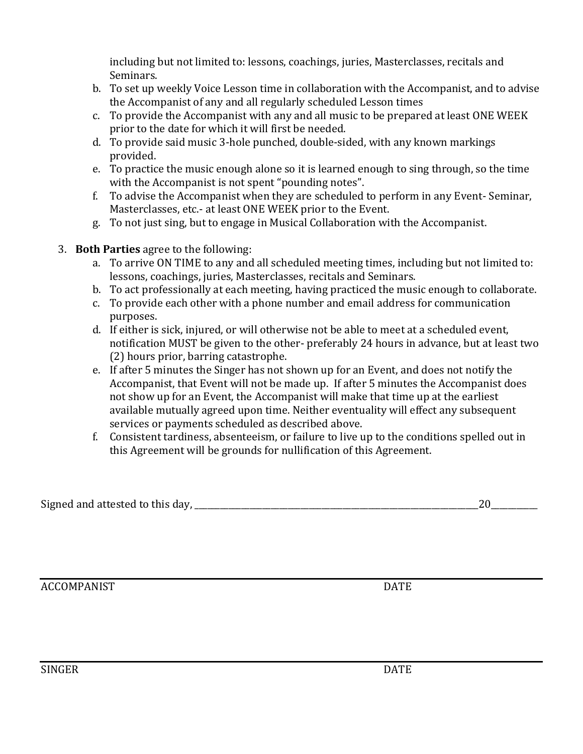including but not limited to: lessons, coachings, juries, Masterclasses, recitals and Seminars.

  b. To set up weekly Voice Lesson time in collaboration with the Accompanist, and to advise the Accompanist of any and all regularly scheduled Lesson times
  c. To provide the Accompanist with any and all music to be prepared at least ONE WEEK prior to the date for which it will first be needed.
  d. To provide said music 3-hole punched, double-sided, with any known markings provided.
  e. To practice the music enough alone so it is learned enough to sing through, so the time with the Accompanist is not spent “pounding notes”.
  f. To advise the Accompanist when they are scheduled to perform in any Event- Seminar, Masterclasses, etc.- at least ONE WEEK prior to the Event.
  g. To not just sing, but to engage in Musical Collaboration with the Accompanist.

3. **Both Parties** agree to the following:
  a. To arrive ON TIME to any and all scheduled meeting times, including but not limited to: lessons, coachings, juries, Masterclasses, recitals and Seminars.
  b. To act professionally at each meeting, having practiced the music enough to collaborate.
  c. To provide each other with a phone number and email address for communication purposes.
  d. If either is sick, injured, or will otherwise not be able to meet at a scheduled event, notification MUST be given to the other- preferably 24 hours in advance, but at least two (2) hours prior, barring catastrophe.
  e. If after 5 minutes the Singer has not shown up for an Event, and does not notify the Accompanist, that Event will not be made up. If after 5 minutes the Accompanist does not show up for an Event, the Accompanist will make that time up at the earliest available mutually agreed upon time. Neither eventuality will effect any subsequent services or payments scheduled as described above.
  f. Consistent tardiness, absenteeism, or failure to live up to the conditions spelled out in this Agreement will be grounds for nullification of this Agreement.

Signed and attested to this day, ______________________________________________________20_________

_______________________________________________________________

ACCOMPANIST DATE

_______________________________________________________________

SINGER DATE